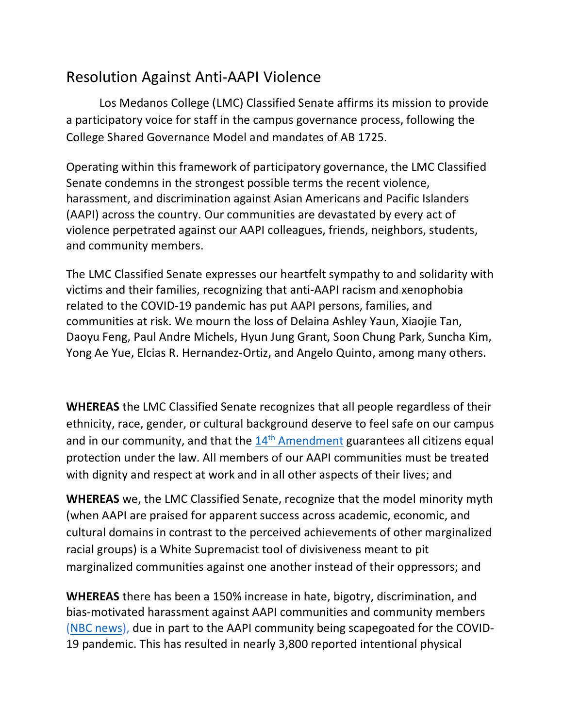# Resolution Against Anti-AAPI Violence

Los Medanos College (LMC) Classified Senate affirms its mission to provide a participatory voice for staff in the campus governance process, following the College Shared Governance Model and mandates of AB 1725.

Operating within this framework of participatory governance, the LMC Classified Senate condemns in the strongest possible terms the recent violence, harassment, and discrimination against Asian Americans and Pacific Islanders (AAPI) across the country. Our communities are devastated by every act of violence perpetrated against our AAPI colleagues, friends, neighbors, students, and community members.

The LMC Classified Senate expresses our heartfelt sympathy to and solidarity with victims and their families, recognizing that anti-AAPI racism and xenophobia related to the COVID-19 pandemic has put AAPI persons, families, and communities at risk. We mourn the loss of Delaina Ashley Yaun, Xiaojie Tan, Daoyu Feng, Paul Andre Michels, Hyun Jung Grant, Soon Chung Park, Suncha Kim, Yong Ae Yue, Elcias R. Hernandez-Ortiz, and Angelo Quinto, among many others.

**WHEREAS** the LMC Classified Senate recognizes that all people regardless of their ethnicity, race, gender, or cultural background deserve to feel safe on our campus and in our community, and that the 14th Amendment guarantees all citizens equal protection under the law. All members of our AAPI communities must be treated with dignity and respect at work and in all other aspects of their lives; and

**WHEREAS** we, the LMC Classified Senate, recognize that the model minority myth (when AAPI are praised for apparent success across academic, economic, and cultural domains in contrast to the perceived achievements of other marginalized racial groups) is a White Supremacist tool of divisiveness meant to pit marginalized communities against one another instead of their oppressors; and

**WHEREAS** there has been a 150% increase in hate, bigotry, discrimination, and bias-motivated harassment against AAPI communities and community members (NBC news), due in part to the AAPI community being scapegoated for the COVID-19 pandemic. This has resulted in nearly 3,800 reported intentional physical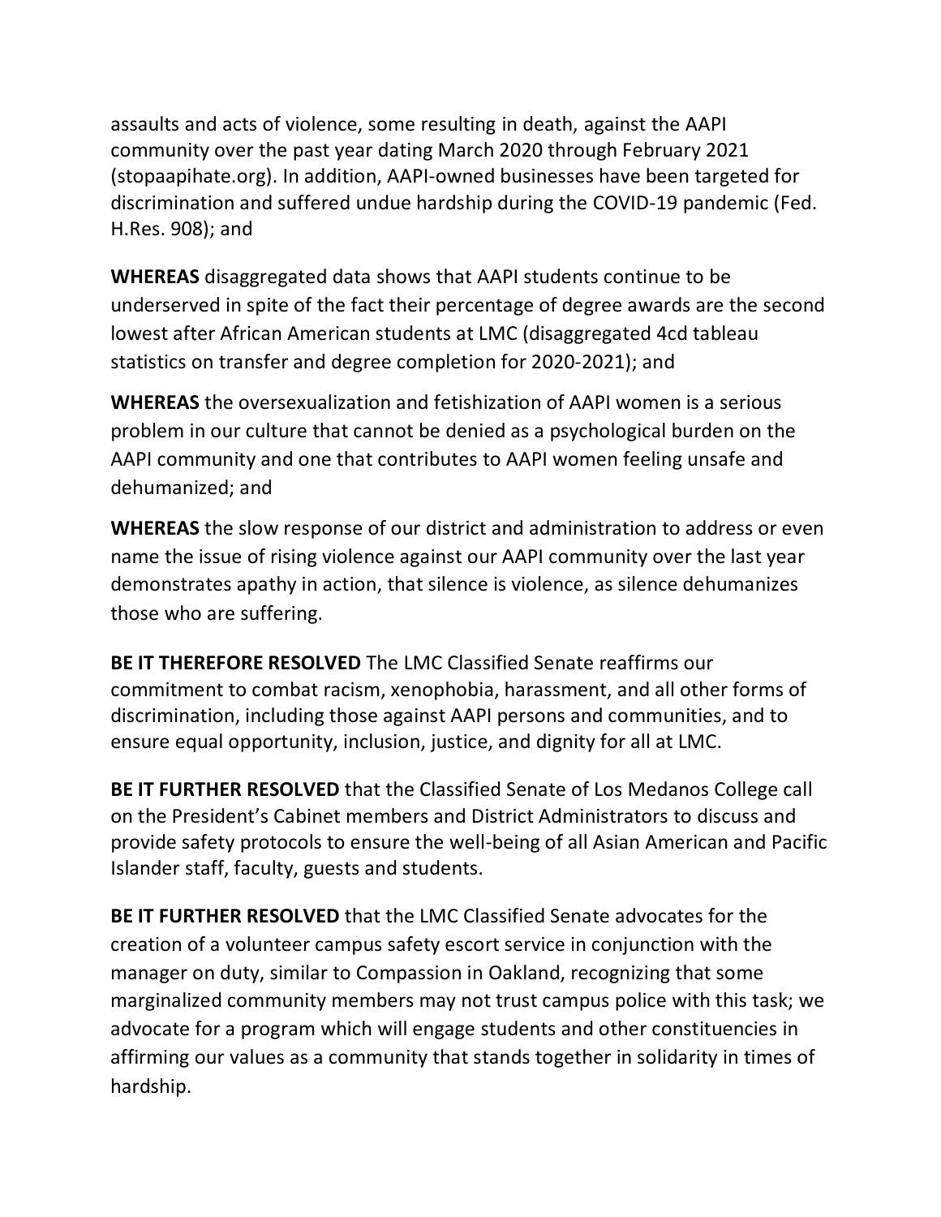assaults and acts of violence, some resulting in death, against the AAPI community over the past year dating March 2020 through February 2021 (stopaapihate.org). In addition, AAPI-owned businesses have been targeted for discrimination and suffered undue hardship during the COVID-19 pandemic (Fed. H.Res. 908); and

**WHEREAS** disaggregated data shows that AAPI students continue to be underserved in spite of the fact their percentage of degree awards are the second lowest after African American students at LMC (disaggregated 4cd tableau statistics on transfer and degree completion for 2020-2021); and

**WHEREAS** the oversexualization and fetishization of AAPI women is a serious problem in our culture that cannot be denied as a psychological burden on the AAPI community and one that contributes to AAPI women feeling unsafe and dehumanized; and

**WHEREAS** the slow response of our district and administration to address or even name the issue of rising violence against our AAPI community over the last year demonstrates apathy in action, that silence is violence, as silence dehumanizes those who are suffering.

**BE IT THEREFORE RESOLVED** The LMC Classified Senate reaffirms our commitment to combat racism, xenophobia, harassment, and all other forms of discrimination, including those against AAPI persons and communities, and to ensure equal opportunity, inclusion, justice, and dignity for all at LMC.

**BE IT FURTHER RESOLVED** that the Classified Senate of Los Medanos College call on the President's Cabinet members and District Administrators to discuss and provide safety protocols to ensure the well-being of all Asian American and Pacific Islander staff, faculty, guests and students.

**BE IT FURTHER RESOLVED** that the LMC Classified Senate advocates for the creation of a volunteer campus safety escort service in conjunction with the manager on duty, similar to Compassion in Oakland, recognizing that some marginalized community members may not trust campus police with this task; we advocate for a program which will engage students and other constituencies in affirming our values as a community that stands together in solidarity in times of hardship.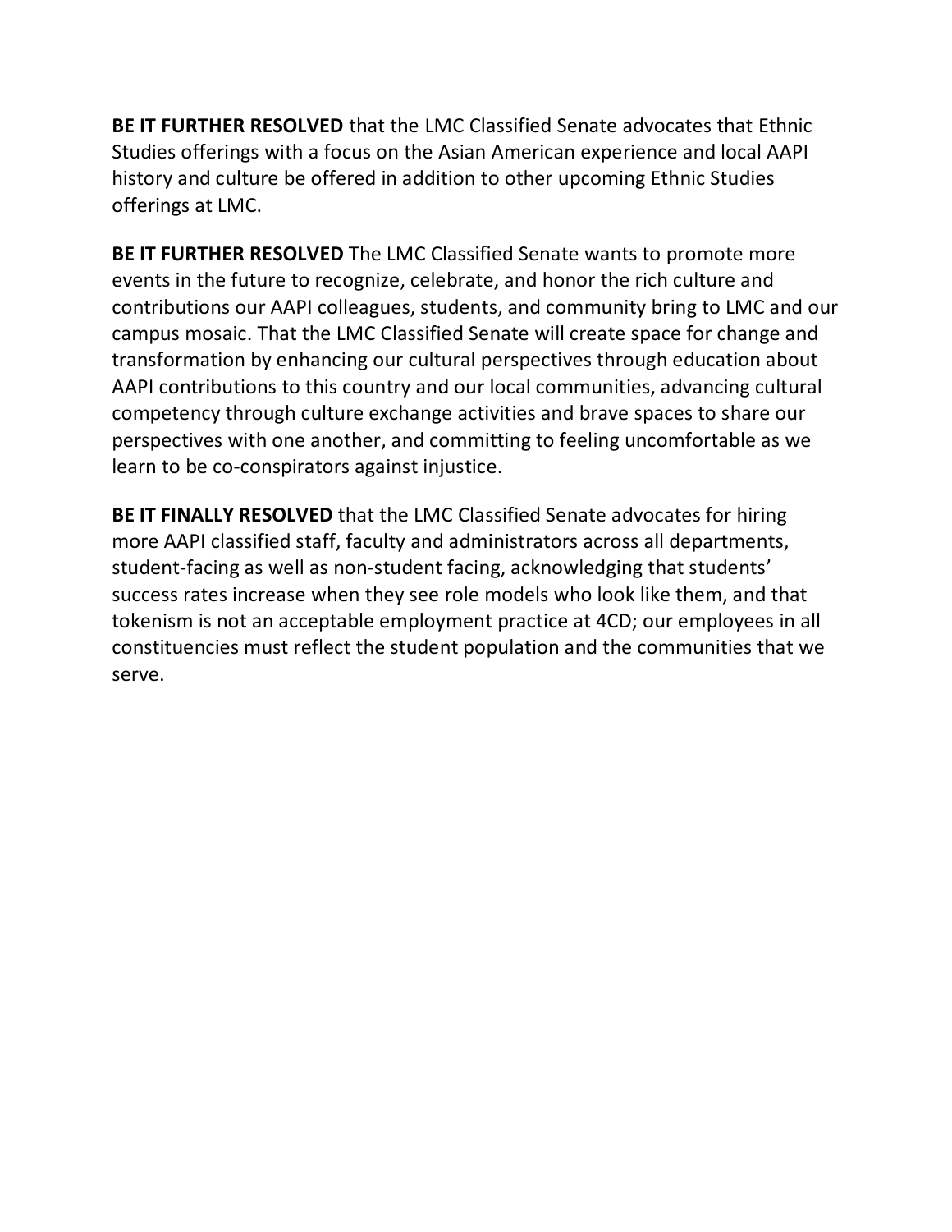**BE IT FURTHER RESOLVED** that the LMC Classified Senate advocates that Ethnic Studies offerings with a focus on the Asian American experience and local AAPI history and culture be offered in addition to other upcoming Ethnic Studies offerings at LMC.

**BE IT FURTHER RESOLVED** The LMC Classified Senate wants to promote more events in the future to recognize, celebrate, and honor the rich culture and contributions our AAPI colleagues, students, and community bring to LMC and our campus mosaic. That the LMC Classified Senate will create space for change and transformation by enhancing our cultural perspectives through education about AAPI contributions to this country and our local communities, advancing cultural competency through culture exchange activities and brave spaces to share our perspectives with one another, and committing to feeling uncomfortable as we learn to be co-conspirators against injustice.

**BE IT FINALLY RESOLVED** that the LMC Classified Senate advocates for hiring more AAPI classified staff, faculty and administrators across all departments, student-facing as well as non-student facing, acknowledging that students' success rates increase when they see role models who look like them, and that tokenism is not an acceptable employment practice at 4CD; our employees in all constituencies must reflect the student population and the communities that we serve.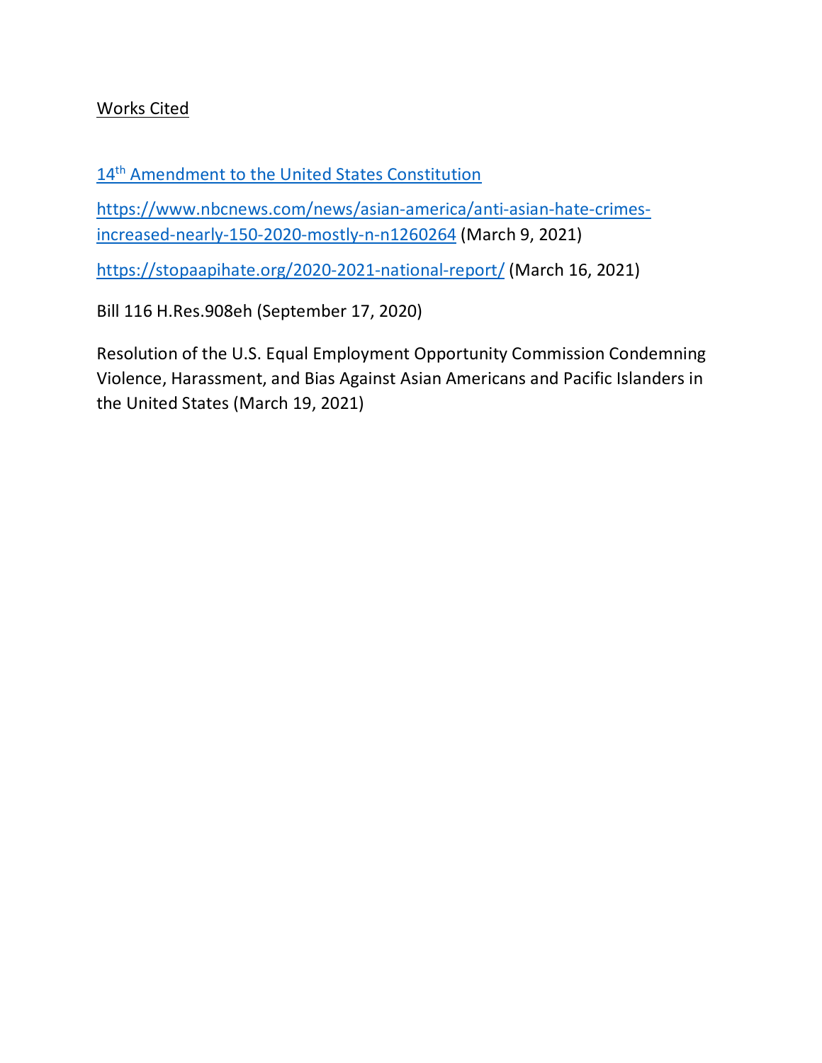Works Cited

14th Amendment to the United States Constitution

https://www.nbcnews.com/news/asian-america/anti-asian-hate-crimes-increased-nearly-150-2020-mostly-n-n1260264 (March 9, 2021)

https://stopaapihate.org/2020-2021-national-report/ (March 16, 2021)

Bill 116 H.Res.908eh (September 17, 2020)

Resolution of the U.S. Equal Employment Opportunity Commission Condemning Violence, Harassment, and Bias Against Asian Americans and Pacific Islanders in the United States (March 19, 2021)